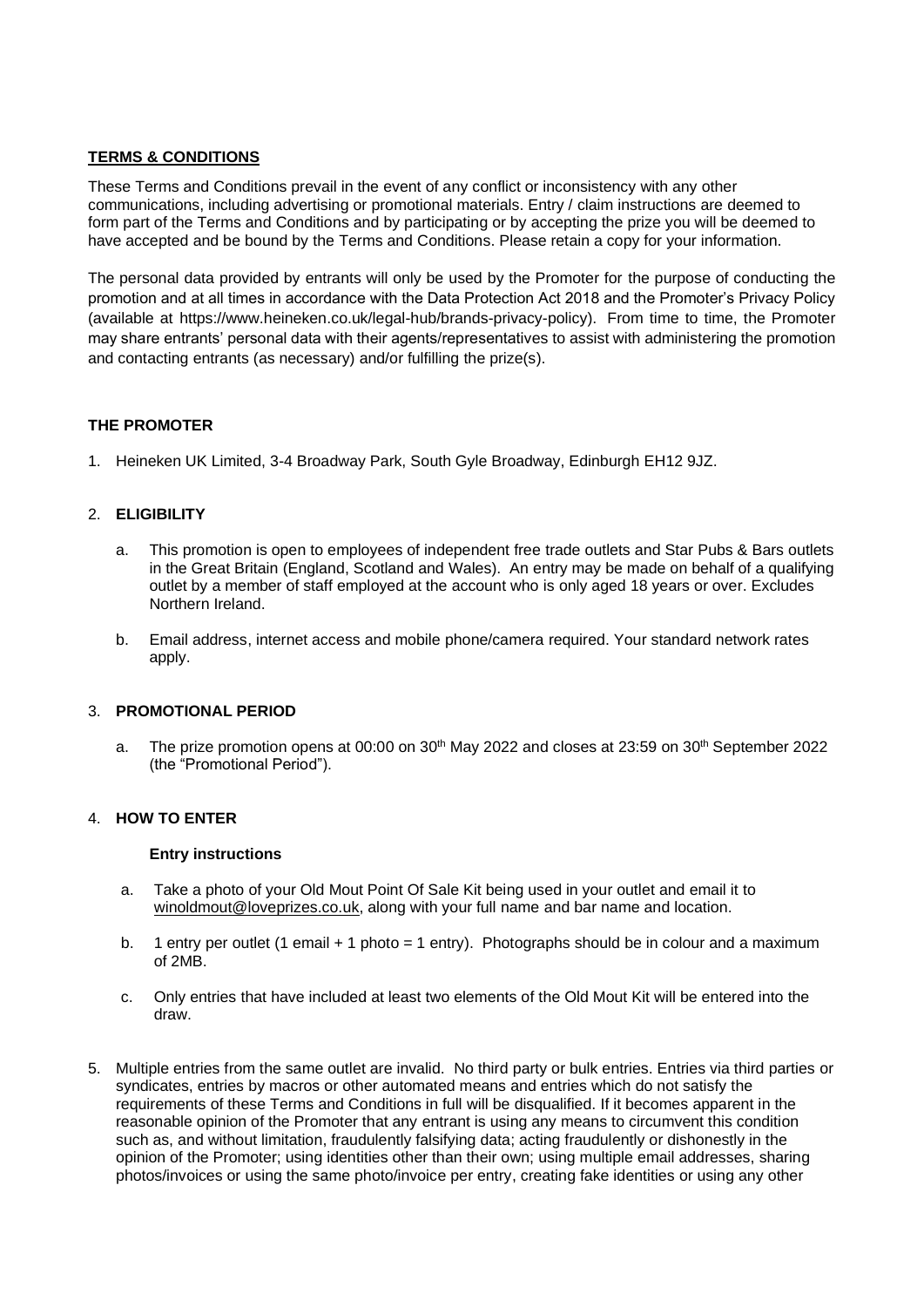**TERMS & CONDITIONS**

These Terms and Conditions prevail in the event of any conflict or inconsistency with any other communications, including advertising or promotional materials. Entry / claim instructions are deemed to form part of the Terms and Conditions and by participating or by accepting the prize you will be deemed to have accepted and be bound by the Terms and Conditions. Please retain a copy for your information.

The personal data provided by entrants will only be used by the Promoter for the purpose of conducting the promotion and at all times in accordance with the Data Protection Act 2018 and the Promoter's Privacy Policy (available at https://www.heineken.co.uk/legal-hub/brands-privacy-policy). From time to time, the Promoter may share entrants' personal data with their agents/representatives to assist with administering the promotion and contacting entrants (as necessary) and/or fulfilling the prize(s).

**THE PROMOTER**

1. Heineken UK Limited, 3-4 Broadway Park, South Gyle Broadway, Edinburgh EH12 9JZ.

2. **ELIGIBILITY**

   a. This promotion is open to employees of independent free trade outlets and Star Pubs & Bars outlets in the Great Britain (England, Scotland and Wales). An entry may be made on behalf of a qualifying outlet by a member of staff employed at the account who is only aged 18 years or over. Excludes Northern Ireland.

   b. Email address, internet access and mobile phone/camera required. Your standard network rates apply.

3. **PROMOTIONAL PERIOD**

   a. The prize promotion opens at 00:00 on 30th May 2022 and closes at 23:59 on 30th September 2022 (the "Promotional Period").

4. **HOW TO ENTER**

   **Entry instructions**

   a. Take a photo of your Old Mout Point Of Sale Kit being used in your outlet and email it to winoldmout@loveprizes.co.uk, along with your full name and bar name and location.

   b. 1 entry per outlet (1 email + 1 photo = 1 entry). Photographs should be in colour and a maximum of 2MB.

   c. Only entries that have included at least two elements of the Old Mout Kit will be entered into the draw.

5. Multiple entries from the same outlet are invalid. No third party or bulk entries. Entries via third parties or syndicates, entries by macros or other automated means and entries which do not satisfy the requirements of these Terms and Conditions in full will be disqualified. If it becomes apparent in the reasonable opinion of the Promoter that any entrant is using any means to circumvent this condition such as, and without limitation, fraudulently falsifying data; acting fraudulently or dishonestly in the opinion of the Promoter; using identities other than their own; using multiple email addresses, sharing photos/invoices or using the same photo/invoice per entry, creating fake identities or using any other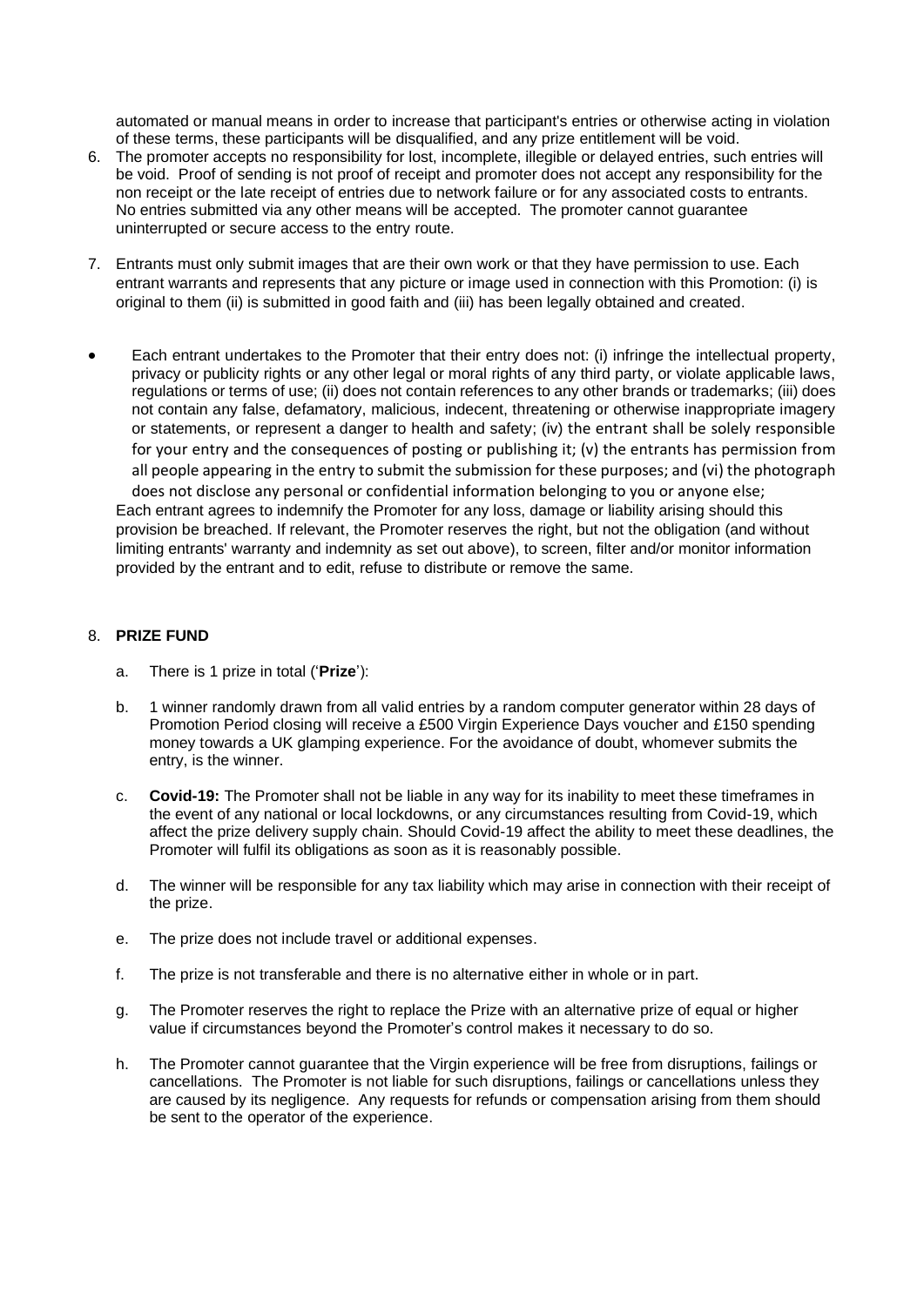automated or manual means in order to increase that participant's entries or otherwise acting in violation of these terms, these participants will be disqualified, and any prize entitlement will be void.

6. The promoter accepts no responsibility for lost, incomplete, illegible or delayed entries, such entries will be void. Proof of sending is not proof of receipt and promoter does not accept any responsibility for the non receipt or the late receipt of entries due to network failure or for any associated costs to entrants. No entries submitted via any other means will be accepted. The promoter cannot guarantee uninterrupted or secure access to the entry route.

7. Entrants must only submit images that are their own work or that they have permission to use. Each entrant warrants and represents that any picture or image used in connection with this Promotion: (i) is original to them (ii) is submitted in good faith and (iii) has been legally obtained and created.

- Each entrant undertakes to the Promoter that their entry does not: (i) infringe the intellectual property, privacy or publicity rights or any other legal or moral rights of any third party, or violate applicable laws, regulations or terms of use; (ii) does not contain references to any other brands or trademarks; (iii) does not contain any false, defamatory, malicious, indecent, threatening or otherwise inappropriate imagery or statements, or represent a danger to health and safety; (iv) the entrant shall be solely responsible for your entry and the consequences of posting or publishing it; (v) the entrants has permission from all people appearing in the entry to submit the submission for these purposes; and (vi) the photograph does not disclose any personal or confidential information belonging to you or anyone else;

Each entrant agrees to indemnify the Promoter for any loss, damage or liability arising should this provision be breached. If relevant, the Promoter reserves the right, but not the obligation (and without limiting entrants' warranty and indemnity as set out above), to screen, filter and/or monitor information provided by the entrant and to edit, refuse to distribute or remove the same.

8. **PRIZE FUND**

   a. There is 1 prize in total ('**Prize**'):

   b. 1 winner randomly drawn from all valid entries by a random computer generator within 28 days of Promotion Period closing will receive a £500 Virgin Experience Days voucher and £150 spending money towards a UK glamping experience. For the avoidance of doubt, whomever submits the entry, is the winner.

   c. **Covid-19:** The Promoter shall not be liable in any way for its inability to meet these timeframes in the event of any national or local lockdowns, or any circumstances resulting from Covid-19, which affect the prize delivery supply chain. Should Covid-19 affect the ability to meet these deadlines, the Promoter will fulfil its obligations as soon as it is reasonably possible.

   d. The winner will be responsible for any tax liability which may arise in connection with their receipt of the prize.

   e. The prize does not include travel or additional expenses.

   f. The prize is not transferable and there is no alternative either in whole or in part.

   g. The Promoter reserves the right to replace the Prize with an alternative prize of equal or higher value if circumstances beyond the Promoter's control makes it necessary to do so.

   h. The Promoter cannot guarantee that the Virgin experience will be free from disruptions, failings or cancellations. The Promoter is not liable for such disruptions, failings or cancellations unless they are caused by its negligence. Any requests for refunds or compensation arising from them should be sent to the operator of the experience.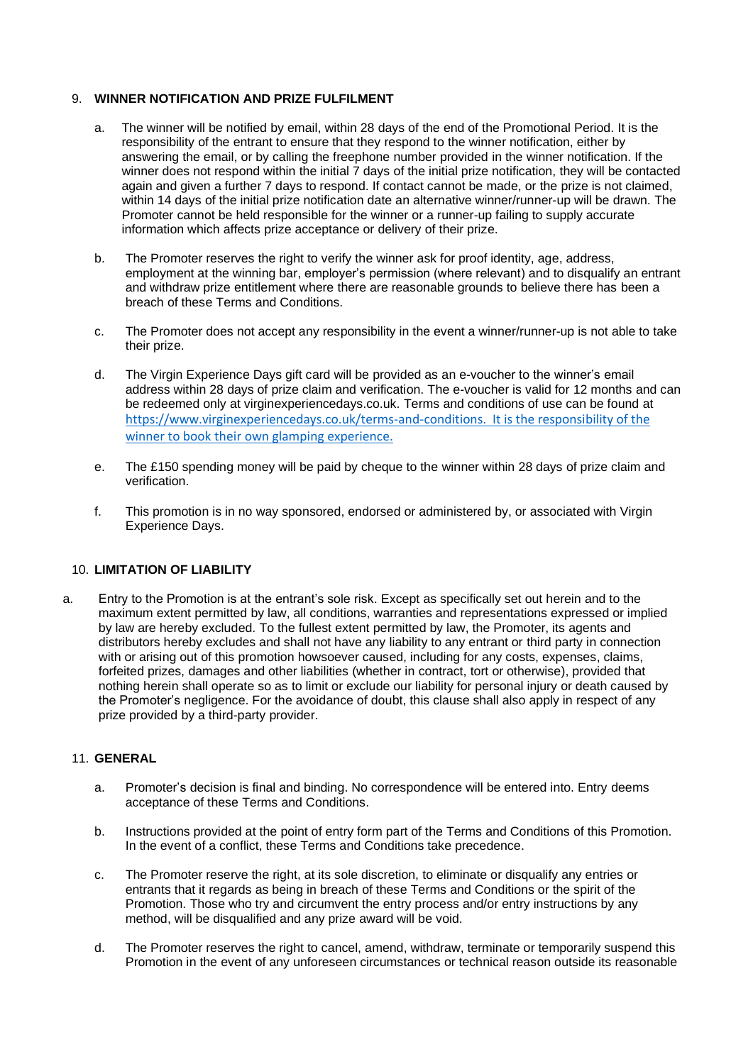9. **WINNER NOTIFICATION AND PRIZE FULFILMENT**

   a. The winner will be notified by email, within 28 days of the end of the Promotional Period. It is the responsibility of the entrant to ensure that they respond to the winner notification, either by answering the email, or by calling the freephone number provided in the winner notification. If the winner does not respond within the initial 7 days of the initial prize notification, they will be contacted again and given a further 7 days to respond. If contact cannot be made, or the prize is not claimed, within 14 days of the initial prize notification date an alternative winner/runner-up will be drawn. The Promoter cannot be held responsible for the winner or a runner-up failing to supply accurate information which affects prize acceptance or delivery of their prize.

   b. The Promoter reserves the right to verify the winner ask for proof identity, age, address, employment at the winning bar, employer's permission (where relevant) and to disqualify an entrant and withdraw prize entitlement where there are reasonable grounds to believe there has been a breach of these Terms and Conditions.

   c. The Promoter does not accept any responsibility in the event a winner/runner-up is not able to take their prize.

   d. The Virgin Experience Days gift card will be provided as an e-voucher to the winner's email address within 28 days of prize claim and verification. The e-voucher is valid for 12 months and can be redeemed only at virginexperiencedays.co.uk. Terms and conditions of use can be found at https://www.virginexperiencedays.co.uk/terms-and-conditions. It is the responsibility of the winner to book their own glamping experience.

   e. The £150 spending money will be paid by cheque to the winner within 28 days of prize claim and verification.

   f. This promotion is in no way sponsored, endorsed or administered by, or associated with Virgin Experience Days.

10. **LIMITATION OF LIABILITY**

   a. Entry to the Promotion is at the entrant's sole risk. Except as specifically set out herein and to the maximum extent permitted by law, all conditions, warranties and representations expressed or implied by law are hereby excluded. To the fullest extent permitted by law, the Promoter, its agents and distributors hereby excludes and shall not have any liability to any entrant or third party in connection with or arising out of this promotion howsoever caused, including for any costs, expenses, claims, forfeited prizes, damages and other liabilities (whether in contract, tort or otherwise), provided that nothing herein shall operate so as to limit or exclude our liability for personal injury or death caused by the Promoter's negligence. For the avoidance of doubt, this clause shall also apply in respect of any prize provided by a third-party provider.

11. **GENERAL**

   a. Promoter's decision is final and binding. No correspondence will be entered into. Entry deems acceptance of these Terms and Conditions.

   b. Instructions provided at the point of entry form part of the Terms and Conditions of this Promotion. In the event of a conflict, these Terms and Conditions take precedence.

   c. The Promoter reserve the right, at its sole discretion, to eliminate or disqualify any entries or entrants that it regards as being in breach of these Terms and Conditions or the spirit of the Promotion. Those who try and circumvent the entry process and/or entry instructions by any method, will be disqualified and any prize award will be void.

   d. The Promoter reserves the right to cancel, amend, withdraw, terminate or temporarily suspend this Promotion in the event of any unforeseen circumstances or technical reason outside its reasonable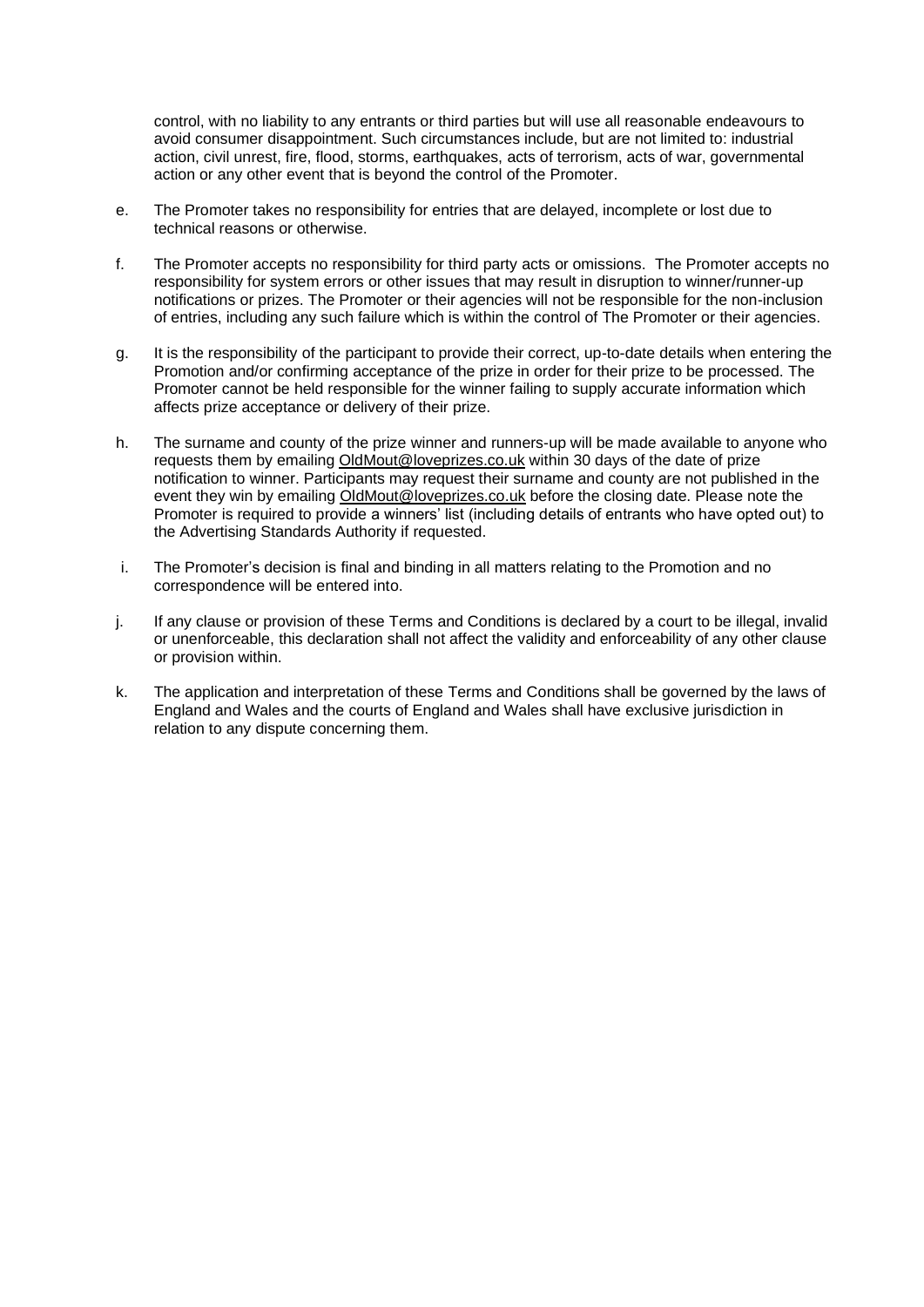control, with no liability to any entrants or third parties but will use all reasonable endeavours to avoid consumer disappointment. Such circumstances include, but are not limited to: industrial action, civil unrest, fire, flood, storms, earthquakes, acts of terrorism, acts of war, governmental action or any other event that is beyond the control of the Promoter.

e. The Promoter takes no responsibility for entries that are delayed, incomplete or lost due to technical reasons or otherwise.

f. The Promoter accepts no responsibility for third party acts or omissions. The Promoter accepts no responsibility for system errors or other issues that may result in disruption to winner/runner-up notifications or prizes. The Promoter or their agencies will not be responsible for the non-inclusion of entries, including any such failure which is within the control of The Promoter or their agencies.

g. It is the responsibility of the participant to provide their correct, up-to-date details when entering the Promotion and/or confirming acceptance of the prize in order for their prize to be processed. The Promoter cannot be held responsible for the winner failing to supply accurate information which affects prize acceptance or delivery of their prize.

h. The surname and county of the prize winner and runners-up will be made available to anyone who requests them by emailing OldMout@loveprizes.co.uk within 30 days of the date of prize notification to winner. Participants may request their surname and county are not published in the event they win by emailing OldMout@loveprizes.co.uk before the closing date. Please note the Promoter is required to provide a winners' list (including details of entrants who have opted out) to the Advertising Standards Authority if requested.

i. The Promoter's decision is final and binding in all matters relating to the Promotion and no correspondence will be entered into.

j. If any clause or provision of these Terms and Conditions is declared by a court to be illegal, invalid or unenforceable, this declaration shall not affect the validity and enforceability of any other clause or provision within.

k. The application and interpretation of these Terms and Conditions shall be governed by the laws of England and Wales and the courts of England and Wales shall have exclusive jurisdiction in relation to any dispute concerning them.